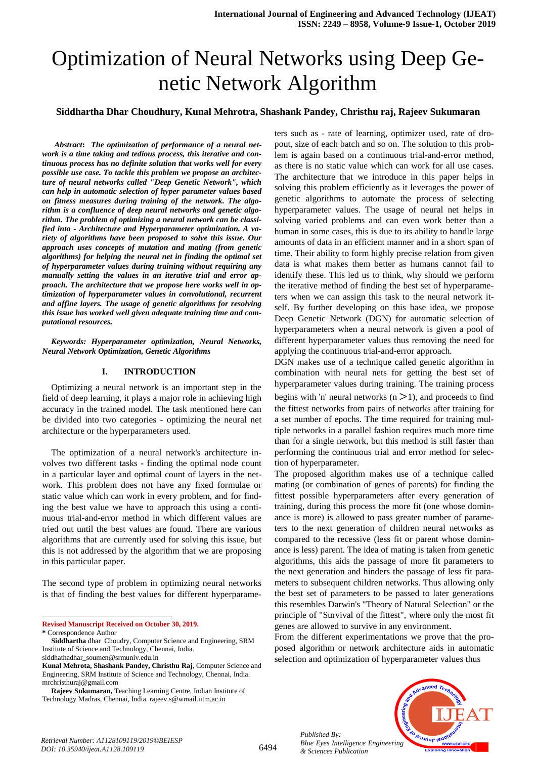# Optimization of Neural Networks using Deep Genetic Network Algorithm

**Siddhartha Dhar Choudhury, Kunal Mehrotra, Shashank Pandey, Christhu raj, Rajeev Sukumaran**

***Abstract*****:** ***The optimization of performance of a neural network is a time taking and tedious process, this iterative and continuous process has no definite solution that works well for every possible use case. To tackle this problem we propose an architecture of neural networks called "Deep Genetic Network", which can help in automatic selection of hyper parameter values based on fitness measures during training of the network. The algorithm is a confluence of deep neural networks and genetic algorithm. The problem of optimizing a neural network can be classified into - Architecture and Hyperparameter optimization. A variety of algorithms have been proposed to solve this issue. Our approach uses concepts of mutation and mating (from genetic algorithms) for helping the neural net in finding the optimal set of hyperparameter values during training without requiring any manually setting the values in an iterative trial and error approach. The architecture that we propose here works well in optimization of hyperparameter values in convolutional, recurrent and affine layers. The usage of genetic algorithms for resolving this issue has worked well given adequate training time and computational resources.***

***Keywords:*** ***Hyperparameter optimization, Neural Networks, Neural Network Optimization, Genetic Algorithms***

## I. INTRODUCTION

Optimizing a neural network is an important step in the field of deep learning, it plays a major role in achieving high accuracy in the trained model. The task mentioned here can be divided into two categories - optimizing the neural net architecture or the hyperparameters used.

The optimization of a neural network's architecture involves two different tasks - finding the optimal node count in a particular layer and optimal count of layers in the network. This problem does not have any fixed formulae or static value which can work in every problem, and for finding the best value we have to approach this using a continuous trial-and-error method in which different values are tried out until the best values are found. There are various algorithms that are currently used for solving this issue, but this is not addressed by the algorithm that we are proposing in this particular paper.

The second type of problem in optimizing neural networks is that of finding the best values for different hyperparameters such as - rate of learning, optimizer used, rate of dropout, size of each batch and so on. The solution to this problem is again based on a continuous trial-and-error method, as there is no static value which can work for all use cases. The architecture that we introduce in this paper helps in solving this problem efficiently as it leverages the power of genetic algorithms to automate the process of selecting hyperparameter values. The usage of neural net helps in solving varied problems and can even work better than a human in some cases, this is due to its ability to handle large amounts of data in an efficient manner and in a short span of time. Their ability to form highly precise relation from given data is what makes them better as humans cannot fail to identify these. This led us to think, why should we perform the iterative method of finding the best set of hyperparameters when we can assign this task to the neural network itself. By further developing on this base idea, we propose Deep Genetic Network (DGN) for automatic selection of hyperparameters when a neural network is given a pool of different hyperparameter values thus removing the need for applying the continuous trial-and-error approach.

DGN makes use of a technique called genetic algorithm in combination with neural nets for getting the best set of hyperparameter values during training. The training process begins with 'n' neural networks ($n > 1$), and proceeds to find the fittest networks from pairs of networks after training for a set number of epochs. The time required for training multiple networks in a parallel fashion requires much more time than for a single network, but this method is still faster than performing the continuous trial and error method for selection of hyperparameter.

The proposed algorithm makes use of a technique called mating (or combination of genes of parents) for finding the fittest possible hyperparameters after every generation of training, during this process the more fit (one whose dominance is more) is allowed to pass greater number of parameters to the next generation of children neural networks as compared to the recessive (less fit or parent whose dominance is less) parent. The idea of mating is taken from genetic algorithms, this aids the passage of more fit parameters to the next generation and hinders the passage of less fit parameters to subsequent children networks. Thus allowing only the best set of parameters to be passed to later generations this resembles Darwin's "Theory of Natural Selection" or the principle of "Survival of the fittest", where only the most fit genes are allowed to survive in any environment.

From the different experimentations we prove that the proposed algorithm or network architecture aids in automatic selection and optimization of hyperparameter values thus

---

**Revised Manuscript Received on October 30, 2019.**

**\*** Correspondence Author

**Siddhartha** dhar Choudry, Computer Science and Engineering, SRM Institute of Science and Technology, Chennai, India. siddhathadhar_soumen@srmuniv.edu.in

**Kunal Mehrota, Shashank Pandey, Christhu Raj**, Computer Science and Engineering, SRM Institute of Science and Technology, Chennai, India. mrchristhuraj@gmail.com

**Rajeev Sukumaran,** Teaching Learning Centre, Indian Institute of Technology Madras, Chennai, India. rajeev.s@wmail.iitm,ac.in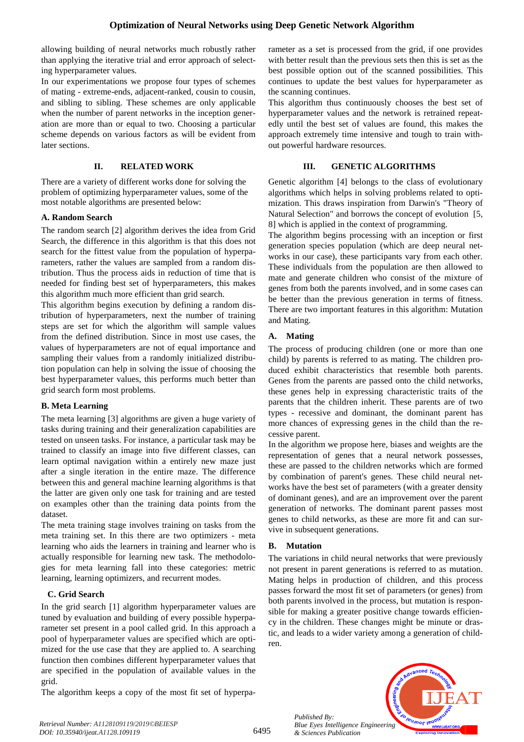allowing building of neural networks much robustly rather than applying the iterative trial and error approach of selecting hyperparameter values.

In our experimentations we propose four types of schemes of mating - extreme-ends, adjacent-ranked, cousin to cousin, and sibling to sibling. These schemes are only applicable when the number of parent networks in the inception generation are more than or equal to two. Choosing a particular scheme depends on various factors as will be evident from later sections.

## II. RELATED WORK

There are a variety of different works done for solving the problem of optimizing hyperparameter values, some of the most notable algorithms are presented below:

### A. Random Search

The random search [2] algorithm derives the idea from Grid Search, the difference in this algorithm is that this does not search for the fittest value from the population of hyperparameters, rather the values are sampled from a random distribution. Thus the process aids in reduction of time that is needed for finding best set of hyperparameters, this makes this algorithm much more efficient than grid search.

This algorithm begins execution by defining a random distribution of hyperparameters, next the number of training steps are set for which the algorithm will sample values from the defined distribution. Since in most use cases, the values of hyperparameters are not of equal importance and sampling their values from a randomly initialized distribution population can help in solving the issue of choosing the best hyperparameter values, this performs much better than grid search form most problems.

### B. Meta Learning

The meta learning [3] algorithms are given a huge variety of tasks during training and their generalization capabilities are tested on unseen tasks. For instance, a particular task may be trained to classify an image into five different classes, can learn optimal navigation within a entirely new maze just after a single iteration in the entire maze. The difference between this and general machine learning algorithms is that the latter are given only one task for training and are tested on examples other than the training data points from the dataset.

The meta training stage involves training on tasks from the meta training set. In this there are two optimizers - meta learning who aids the learners in training and learner who is actually responsible for learning new task. The methodologies for meta learning fall into these categories: metric learning, learning optimizers, and recurrent modes.

### C. Grid Search

In the grid search [1] algorithm hyperparameter values are tuned by evaluation and building of every possible hyperparameter set present in a pool called grid. In this approach a pool of hyperparameter values are specified which are optimized for the use case that they are applied to. A searching function then combines different hyperparameter values that are specified in the population of available values in the grid.

The algorithm keeps a copy of the most fit set of hyperparameter as a set is processed from the grid, if one provides with better result than the previous sets then this is set as the best possible option out of the scanned possibilities. This continues to update the best values for hyperparameter as the scanning continues.

This algorithm thus continuously chooses the best set of hyperparameter values and the network is retrained repeatedly until the best set of values are found, this makes the approach extremely time intensive and tough to train without powerful hardware resources.

## III. GENETIC ALGORITHMS

Genetic algorithm [4] belongs to the class of evolutionary algorithms which helps in solving problems related to optimization. This draws inspiration from Darwin's "Theory of Natural Selection" and borrows the concept of evolution [5, 8] which is applied in the context of programming.

The algorithm begins processing with an inception or first generation species population (which are deep neural networks in our case), these participants vary from each other. These individuals from the population are then allowed to mate and generate children who consist of the mixture of genes from both the parents involved, and in some cases can be better than the previous generation in terms of fitness. There are two important features in this algorithm: Mutation and Mating.

### A. Mating

The process of producing children (one or more than one child) by parents is referred to as mating. The children produced exhibit characteristics that resemble both parents. Genes from the parents are passed onto the child networks, these genes help in expressing characteristic traits of the parents that the children inherit. These parents are of two types - recessive and dominant, the dominant parent has more chances of expressing genes in the child than the recessive parent.

In the algorithm we propose here, biases and weights are the representation of genes that a neural network possesses, these are passed to the children networks which are formed by combination of parent's genes. These child neural networks have the best set of parameters (with a greater density of dominant genes), and are an improvement over the parent generation of networks. The dominant parent passes most genes to child networks, as these are more fit and can survive in subsequent generations.

### B. Mutation

The variations in child neural networks that were previously not present in parent generations is referred to as mutation. Mating helps in production of children, and this process passes forward the most fit set of parameters (or genes) from both parents involved in the process, but mutation is responsible for making a greater positive change towards efficiency in the children. These changes might be minute or drastic, and leads to a wider variety among a generation of children.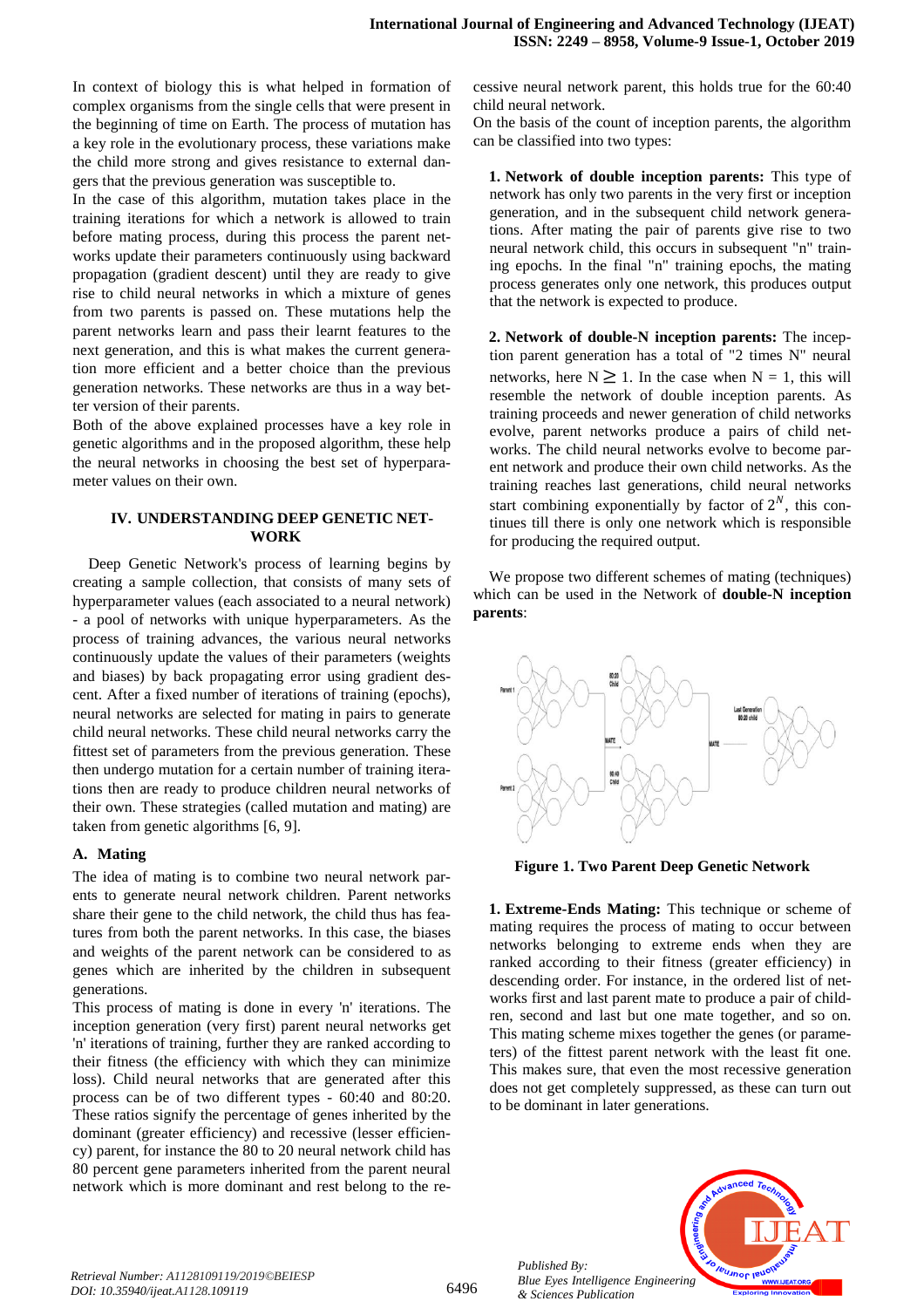In context of biology this is what helped in formation of complex organisms from the single cells that were present in the beginning of time on Earth. The process of mutation has a key role in the evolutionary process, these variations make the child more strong and gives resistance to external dangers that the previous generation was susceptible to.

In the case of this algorithm, mutation takes place in the training iterations for which a network is allowed to train before mating process, during this process the parent networks update their parameters continuously using backward propagation (gradient descent) until they are ready to give rise to child neural networks in which a mixture of genes from two parents is passed on. These mutations help the parent networks learn and pass their learnt features to the next generation, and this is what makes the current generation more efficient and a better choice than the previous generation networks. These networks are thus in a way better version of their parents.

Both of the above explained processes have a key role in genetic algorithms and in the proposed algorithm, these help the neural networks in choosing the best set of hyperparameter values on their own.

## IV. UNDERSTANDING DEEP GENETIC NETWORK

Deep Genetic Network's process of learning begins by creating a sample collection, that consists of many sets of hyperparameter values (each associated to a neural network) - a pool of networks with unique hyperparameters. As the process of training advances, the various neural networks continuously update the values of their parameters (weights and biases) by back propagating error using gradient descent. After a fixed number of iterations of training (epochs), neural networks are selected for mating in pairs to generate child neural networks. These child neural networks carry the fittest set of parameters from the previous generation. These then undergo mutation for a certain number of training iterations then are ready to produce children neural networks of their own. These strategies (called mutation and mating) are taken from genetic algorithms [6, 9].

### A. Mating

The idea of mating is to combine two neural network parents to generate neural network children. Parent networks share their gene to the child network, the child thus has features from both the parent networks. In this case, the biases and weights of the parent network can be considered to as genes which are inherited by the children in subsequent generations.

This process of mating is done in every 'n' iterations. The inception generation (very first) parent neural networks get 'n' iterations of training, further they are ranked according to their fitness (the efficiency with which they can minimize loss). Child neural networks that are generated after this process can be of two different types - 60:40 and 80:20. These ratios signify the percentage of genes inherited by the dominant (greater efficiency) and recessive (lesser efficiency) parent, for instance the 80 to 20 neural network child has 80 percent gene parameters inherited from the parent neural network which is more dominant and rest belong to the recessive neural network parent, this holds true for the 60:40 child neural network.

On the basis of the count of inception parents, the algorithm can be classified into two types:

**1. Network of double inception parents:** This type of network has only two parents in the very first or inception generation, and in the subsequent child network generations. After mating the pair of parents give rise to two neural network child, this occurs in subsequent "n" training epochs. In the final "n" training epochs, the mating process generates only one network, this produces output that the network is expected to produce.

**2. Network of double-N inception parents:** The inception parent generation has a total of "2 times N" neural networks, here $N \geq 1$. In the case when N = 1, this will resemble the network of double inception parents. As training proceeds and newer generation of child networks evolve, parent networks produce a pairs of child networks. The child neural networks evolve to become parent network and produce their own child networks. As the training reaches last generations, child neural networks start combining exponentially by factor of $2^N$, this continues till there is only one network which is responsible for producing the required output.

We propose two different schemes of mating (techniques) which can be used in the Network of **double-N inception parents**:

**Figure 1. Two Parent Deep Genetic Network**

**1. Extreme-Ends Mating:** This technique or scheme of mating requires the process of mating to occur between networks belonging to extreme ends when they are ranked according to their fitness (greater efficiency) in descending order. For instance, in the ordered list of networks first and last parent mate to produce a pair of children, second and last but one mate together, and so on. This mating scheme mixes together the genes (or parameters) of the fittest parent network with the least fit one. This makes sure, that even the most recessive generation does not get completely suppressed, as these can turn out to be dominant in later generations.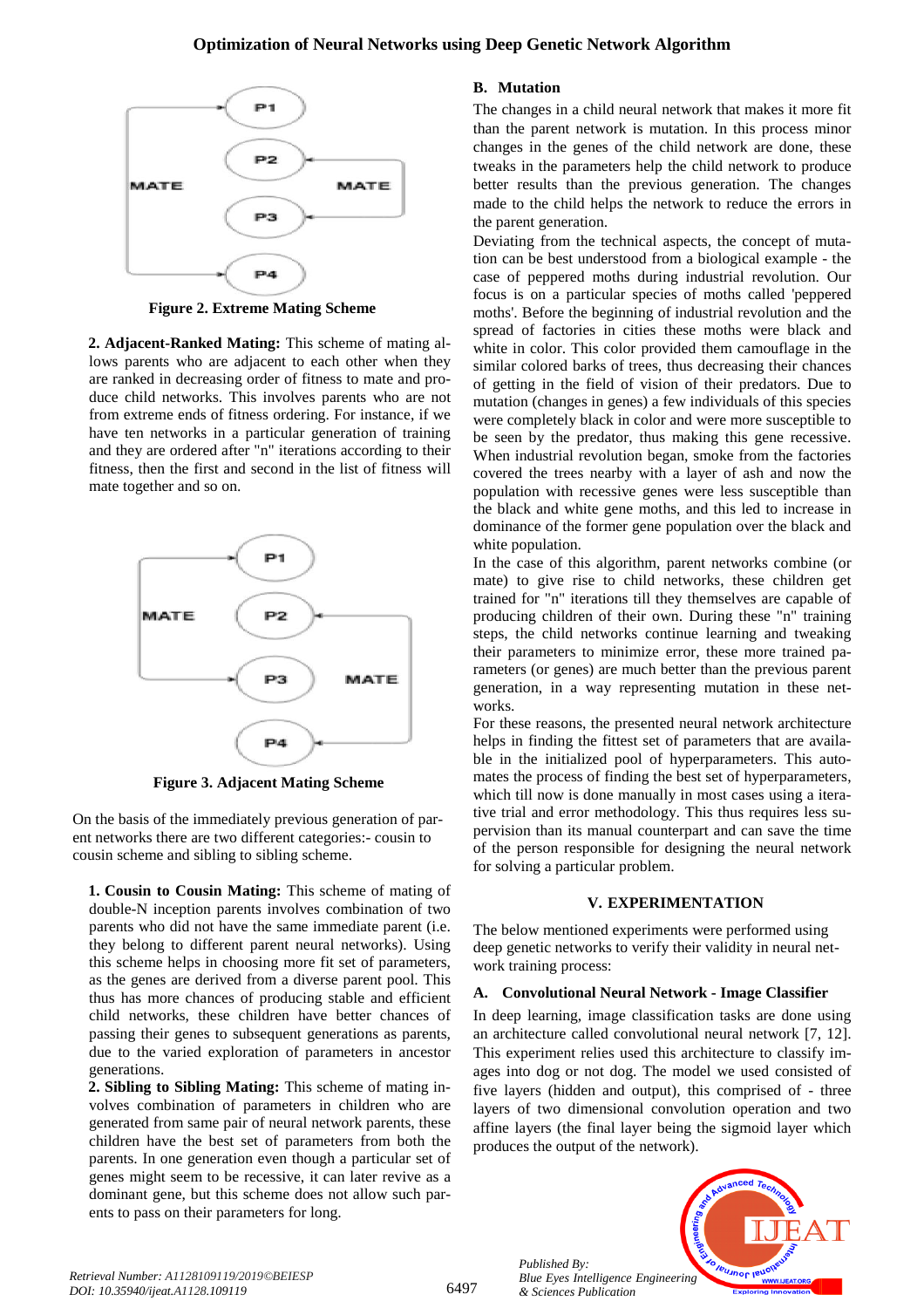Figure 2. Extreme Mating Scheme

**2. Adjacent-Ranked Mating:** This scheme of mating allows parents who are adjacent to each other when they are ranked in decreasing order of fitness to mate and produce child networks. This involves parents who are not from extreme ends of fitness ordering. For instance, if we have ten networks in a particular generation of training and they are ordered after "n" iterations according to their fitness, then the first and second in the list of fitness will mate together and so on.

Figure 3. Adjacent Mating Scheme

On the basis of the immediately previous generation of parent networks there are two different categories:- cousin to cousin scheme and sibling to sibling scheme.

**1. Cousin to Cousin Mating:** This scheme of mating of double-N inception parents involves combination of two parents who did not have the same immediate parent (i.e. they belong to different parent neural networks). Using this scheme helps in choosing more fit set of parameters, as the genes are derived from a diverse parent pool. This thus has more chances of producing stable and efficient child networks, these children have better chances of passing their genes to subsequent generations as parents, due to the varied exploration of parameters in ancestor generations.

**2. Sibling to Sibling Mating:** This scheme of mating involves combination of parameters in children who are generated from same pair of neural network parents, these children have the best set of parameters from both the parents. In one generation even though a particular set of genes might seem to be recessive, it can later revive as a dominant gene, but this scheme does not allow such parents to pass on their parameters for long.

### B. Mutation

The changes in a child neural network that makes it more fit than the parent network is mutation. In this process minor changes in the genes of the child network are done, these tweaks in the parameters help the child network to produce better results than the previous generation. The changes made to the child helps the network to reduce the errors in the parent generation.

Deviating from the technical aspects, the concept of mutation can be best understood from a biological example - the case of peppered moths during industrial revolution. Our focus is on a particular species of moths called 'peppered moths'. Before the beginning of industrial revolution and the spread of factories in cities these moths were black and white in color. This color provided them camouflage in the similar colored barks of trees, thus decreasing their chances of getting in the field of vision of their predators. Due to mutation (changes in genes) a few individuals of this species were completely black in color and were more susceptible to be seen by the predator, thus making this gene recessive. When industrial revolution began, smoke from the factories covered the trees nearby with a layer of ash and now the population with recessive genes were less susceptible than the black and white gene moths, and this led to increase in dominance of the former gene population over the black and white population.

In the case of this algorithm, parent networks combine (or mate) to give rise to child networks, these children get trained for "n" iterations till they themselves are capable of producing children of their own. During these "n" training steps, the child networks continue learning and tweaking their parameters to minimize error, these more trained parameters (or genes) are much better than the previous parent generation, in a way representing mutation in these networks.

For these reasons, the presented neural network architecture helps in finding the fittest set of parameters that are available in the initialized pool of hyperparameters. This automates the process of finding the best set of hyperparameters, which till now is done manually in most cases using a iterative trial and error methodology. This thus requires less supervision than its manual counterpart and can save the time of the person responsible for designing the neural network for solving a particular problem.

## V. EXPERIMENTATION

The below mentioned experiments were performed using deep genetic networks to verify their validity in neural network training process:

### A. Convolutional Neural Network - Image Classifier

In deep learning, image classification tasks are done using an architecture called convolutional neural network [7, 12]. This experiment relies used this architecture to classify images into dog or not dog. The model we used consisted of five layers (hidden and output), this comprised of - three layers of two dimensional convolution operation and two affine layers (the final layer being the sigmoid layer which produces the output of the network).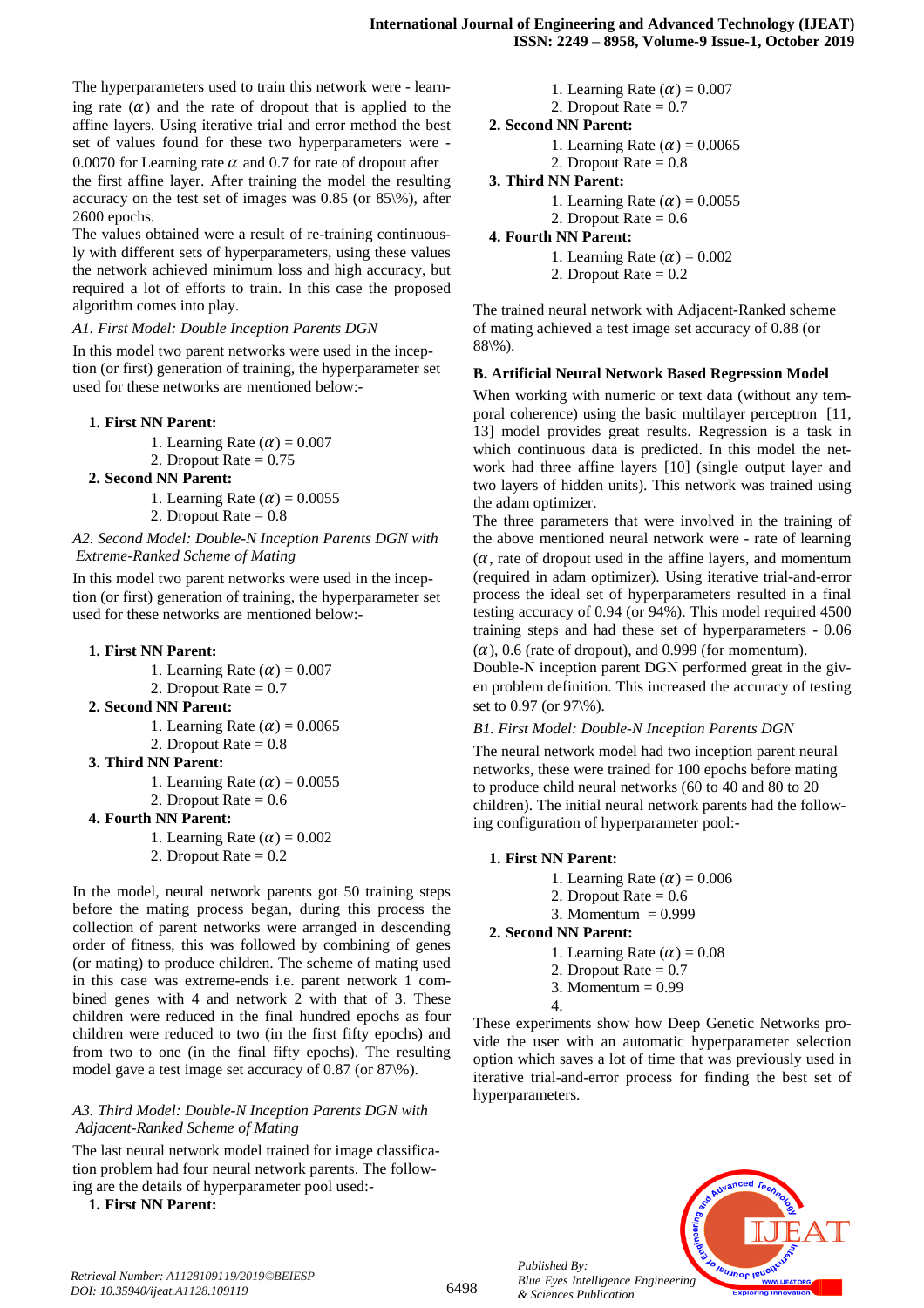The hyperparameters used to train this network were - learning rate ($\alpha$) and the rate of dropout that is applied to the affine layers. Using iterative trial and error method the best set of values found for these two hyperparameters were - 0.0070 for Learning rate $\alpha$ and 0.7 for rate of dropout after the first affine layer. After training the model the resulting accuracy on the test set of images was 0.85 (or 85\%), after 2600 epochs.

The values obtained were a result of re-training continuously with different sets of hyperparameters, using these values the network achieved minimum loss and high accuracy, but required a lot of efforts to train. In this case the proposed algorithm comes into play.

*A1. First Model: Double Inception Parents DGN*

In this model two parent networks were used in the inception (or first) generation of training, the hyperparameter set used for these networks are mentioned below:-

1. **First NN Parent:**
   1. Learning Rate ($\alpha$) = 0.007
   2. Dropout Rate = 0.75
2. **Second NN Parent:**
   1. Learning Rate ($\alpha$) = 0.0055
   2. Dropout Rate = 0.8

*A2. Second Model: Double-N Inception Parents DGN with Extreme-Ranked Scheme of Mating*

In this model two parent networks were used in the inception (or first) generation of training, the hyperparameter set used for these networks are mentioned below:-

1. **First NN Parent:**
   1. Learning Rate ($\alpha$) = 0.007
   2. Dropout Rate = 0.7
2. **Second NN Parent:**
   1. Learning Rate ($\alpha$) = 0.0065
   2. Dropout Rate = 0.8
3. **Third NN Parent:**
   1. Learning Rate ($\alpha$) = 0.0055
   2. Dropout Rate = 0.6
4. **Fourth NN Parent:**
   1. Learning Rate ($\alpha$) = 0.002
   2. Dropout Rate = 0.2

In the model, neural network parents got 50 training steps before the mating process began, during this process the collection of parent networks were arranged in descending order of fitness, this was followed by combining of genes (or mating) to produce children. The scheme of mating used in this case was extreme-ends i.e. parent network 1 combined genes with 4 and network 2 with that of 3. These children were reduced in the final hundred epochs as four children were reduced to two (in the first fifty epochs) and from two to one (in the final fifty epochs). The resulting model gave a test image set accuracy of 0.87 (or 87\%).

*A3. Third Model: Double-N Inception Parents DGN with Adjacent-Ranked Scheme of Mating*

The last neural network model trained for image classification problem had four neural network parents. The following are the details of hyperparameter pool used:-

1. **First NN Parent:**
   1. Learning Rate ($\alpha$) = 0.007
   2. Dropout Rate = 0.7
2. **Second NN Parent:**
   1. Learning Rate ($\alpha$) = 0.0065
   2. Dropout Rate = 0.8
3. **Third NN Parent:**
   1. Learning Rate ($\alpha$) = 0.0055
   2. Dropout Rate = 0.6
4. **Fourth NN Parent:**
   1. Learning Rate ($\alpha$) = 0.002
   2. Dropout Rate = 0.2

The trained neural network with Adjacent-Ranked scheme of mating achieved a test image set accuracy of 0.88 (or 88\%).

**B. Artificial Neural Network Based Regression Model**

When working with numeric or text data (without any temporal coherence) using the basic multilayer perceptron [11, 13] model provides great results. Regression is a task in which continuous data is predicted. In this model the network had three affine layers [10] (single output layer and two layers of hidden units). This network was trained using the adam optimizer.

The three parameters that were involved in the training of the above mentioned neural network were - rate of learning ($\alpha$, rate of dropout used in the affine layers, and momentum (required in adam optimizer). Using iterative trial-and-error process the ideal set of hyperparameters resulted in a final testing accuracy of 0.94 (or 94%). This model required 4500 training steps and had these set of hyperparameters - 0.06 ($\alpha$), 0.6 (rate of dropout), and 0.999 (for momentum).

Double-N inception parent DGN performed great in the given problem definition. This increased the accuracy of testing set to 0.97 (or 97\%).

*B1. First Model: Double-N Inception Parents DGN*

The neural network model had two inception parent neural networks, these were trained for 100 epochs before mating to produce child neural networks (60 to 40 and 80 to 20 children). The initial neural network parents had the following configuration of hyperparameter pool:-

1. **First NN Parent:**
   1. Learning Rate ($\alpha$) = 0.006
   2. Dropout Rate = 0.6
   3. Momentum = 0.999
2. **Second NN Parent:**
   1. Learning Rate ($\alpha$) = 0.08
   2. Dropout Rate = 0.7
   3. Momentum = 0.99
   4.

These experiments show how Deep Genetic Networks provide the user with an automatic hyperparameter selection option which saves a lot of time that was previously used in iterative trial-and-error process for finding the best set of hyperparameters.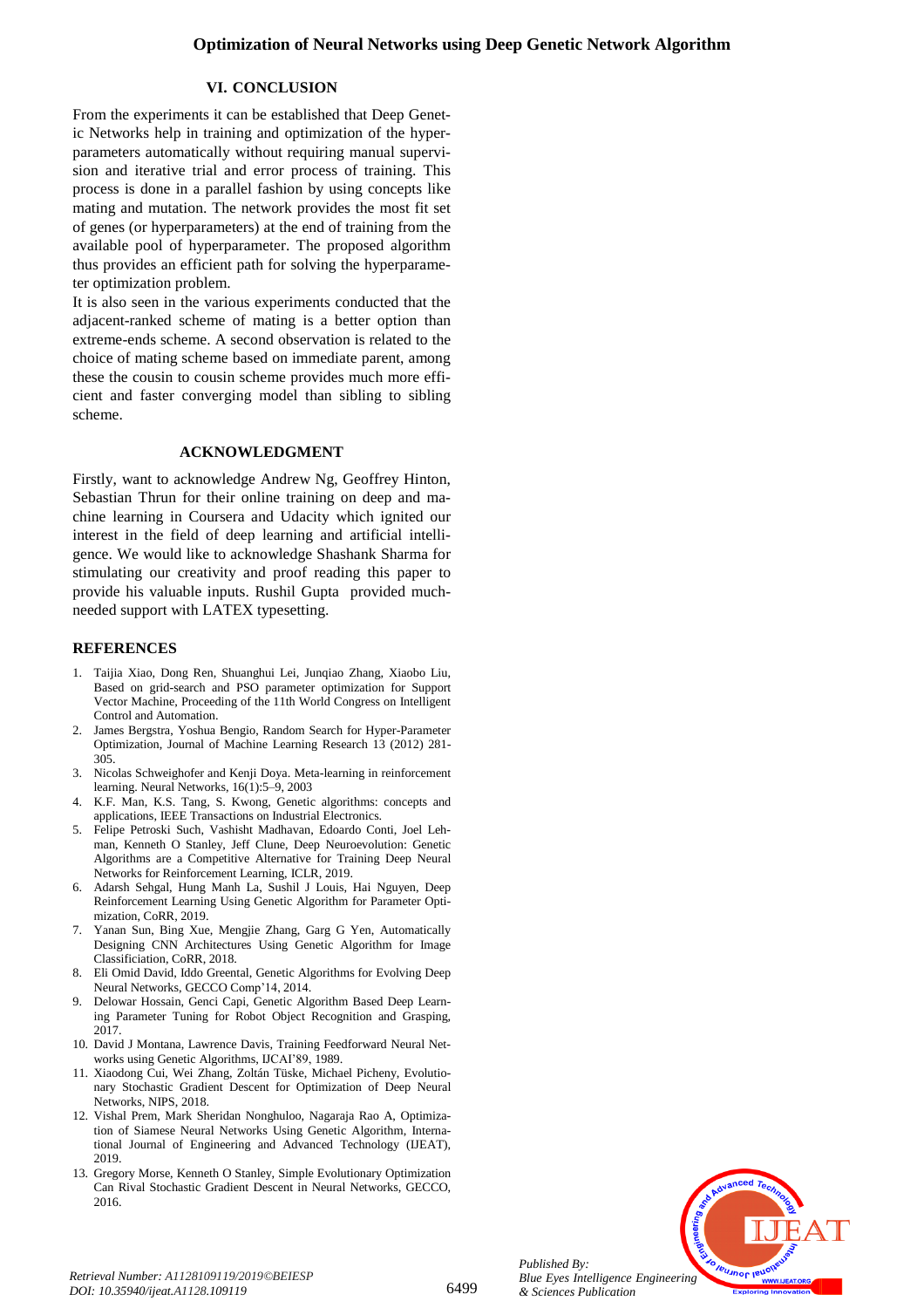## VI. CONCLUSION

From the experiments it can be established that Deep Genetic Networks help in training and optimization of the hyperparameters automatically without requiring manual supervision and iterative trial and error process of training. This process is done in a parallel fashion by using concepts like mating and mutation. The network provides the most fit set of genes (or hyperparameters) at the end of training from the available pool of hyperparameter. The proposed algorithm thus provides an efficient path for solving the hyperparameter optimization problem.

It is also seen in the various experiments conducted that the adjacent-ranked scheme of mating is a better option than extreme-ends scheme. A second observation is related to the choice of mating scheme based on immediate parent, among these the cousin to cousin scheme provides much more efficient and faster converging model than sibling to sibling scheme.

## ACKNOWLEDGMENT

Firstly, want to acknowledge Andrew Ng, Geoffrey Hinton, Sebastian Thrun for their online training on deep and machine learning in Coursera and Udacity which ignited our interest in the field of deep learning and artificial intelligence. We would like to acknowledge Shashank Sharma for stimulating our creativity and proof reading this paper to provide his valuable inputs. Rushil Gupta provided much-needed support with LATEX typesetting.

## REFERENCES

1. Taijia Xiao, Dong Ren, Shuanghui Lei, Junqiao Zhang, Xiaobo Liu, Based on grid-search and PSO parameter optimization for Support Vector Machine, Proceeding of the 11th World Congress on Intelligent Control and Automation.
2. James Bergstra, Yoshua Bengio, Random Search for Hyper-Parameter Optimization, Journal of Machine Learning Research 13 (2012) 281-305.
3. Nicolas Schweighofer and Kenji Doya. Meta-learning in reinforcement learning. Neural Networks, 16(1):5–9, 2003
4. K.F. Man, K.S. Tang, S. Kwong, Genetic algorithms: concepts and applications, IEEE Transactions on Industrial Electronics.
5. Felipe Petroski Such, Vashisht Madhavan, Edoardo Conti, Joel Lehman, Kenneth O Stanley, Jeff Clune, Deep Neuroevolution: Genetic Algorithms are a Competitive Alternative for Training Deep Neural Networks for Reinforcement Learning, ICLR, 2019.
6. Adarsh Sehgal, Hung Manh La, Sushil J Louis, Hai Nguyen, Deep Reinforcement Learning Using Genetic Algorithm for Parameter Optimization, CoRR, 2019.
7. Yanan Sun, Bing Xue, Mengjie Zhang, Garg G Yen, Automatically Designing CNN Architectures Using Genetic Algorithm for Image Classificiation, CoRR, 2018.
8. Eli Omid David, Iddo Greental, Genetic Algorithms for Evolving Deep Neural Networks, GECCO Comp'14, 2014.
9. Delowar Hossain, Genci Capi, Genetic Algorithm Based Deep Learning Parameter Tuning for Robot Object Recognition and Grasping, 2017.
10. David J Montana, Lawrence Davis, Training Feedforward Neural Networks using Genetic Algorithms, IJCAI'89, 1989.
11. Xiaodong Cui, Wei Zhang, Zoltán Tüske, Michael Picheny, Evolutionary Stochastic Gradient Descent for Optimization of Deep Neural Networks, NIPS, 2018.
12. Vishal Prem, Mark Sheridan Nonghuloo, Nagaraja Rao A, Optimization of Siamese Neural Networks Using Genetic Algorithm, International Journal of Engineering and Advanced Technology (IJEAT), 2019.
13. Gregory Morse, Kenneth O Stanley, Simple Evolutionary Optimization Can Rival Stochastic Gradient Descent in Neural Networks, GECCO, 2016.